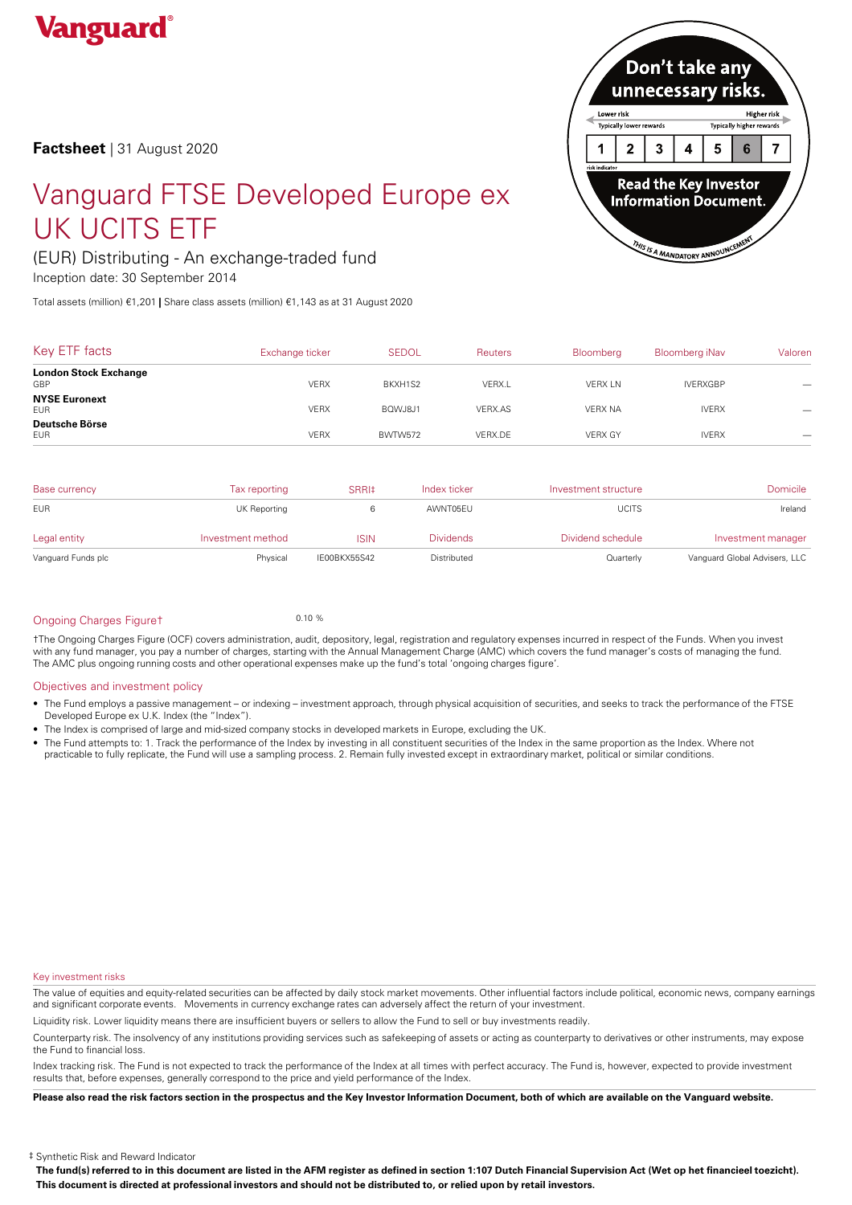Vanguard

**Factsheet** | 31 August 2020

# Vanguard FTSE Developed Europe ex UK UCITS ETF

(EUR) Distributing - An exchange-traded fund

Inception date: 30 September 2014

Don't take any unnecessary risks.

Lower risk — Typically lower rewards | Higher risk — Typically higher rewards

| 1 | 2 | 3 | 4 | 5 | 6 | 7 |
|---|---|---|---|---|---|---|

risk indicator

Read the Key Investor Information Document.

THIS IS A MANDATORY ANNOUNCEMENT

Total assets (million) €1,201 | Share class assets (million) €1,143 as at 31 August 2020

| Key ETF facts | Exchange ticker | SEDOL | Reuters | Bloomberg | Bloomberg iNav | Valoren |
|---|---|---|---|---|---|---|
| **London Stock Exchange** GBP | VERX | BKXH1S2 | VERX.L | VERX LN | IVERXGBP | — |
| **NYSE Euronext** EUR | VERX | BQWJ8J1 | VERX.AS | VERX NA | IVERX | — |
| **Deutsche Börse** EUR | VERX | BWTW572 | VERX.DE | VERX GY | IVERX | — |

| Base currency | Tax reporting | SRRI‡ | Index ticker | Investment structure | Domicile |
|---|---|---|---|---|---|
| EUR | UK Reporting | 6 | AWNT05EU | UCITS | Ireland |

| Legal entity | Investment method | ISIN | Dividends | Dividend schedule | Investment manager |
|---|---|---|---|---|---|
| Vanguard Funds plc | Physical | IE00BKX55S42 | Distributed | Quarterly | Vanguard Global Advisers, LLC |

Ongoing Charges Figure† 0.10 %

†The Ongoing Charges Figure (OCF) covers administration, audit, depository, legal, registration and regulatory expenses incurred in respect of the Funds. When you invest with any fund manager, you pay a number of charges, starting with the Annual Management Charge (AMC) which covers the fund manager's costs of managing the fund. The AMC plus ongoing running costs and other operational expenses make up the fund's total 'ongoing charges figure'.

## Objectives and investment policy

- The Fund employs a passive management – or indexing – investment approach, through physical acquisition of securities, and seeks to track the performance of the FTSE Developed Europe ex U.K. Index (the "Index").
- The Index is comprised of large and mid-sized company stocks in developed markets in Europe, excluding the UK.
- The Fund attempts to: 1. Track the performance of the Index by investing in all constituent securities of the Index in the same proportion as the Index. Where not practicable to fully replicate, the Fund will use a sampling process. 2. Remain fully invested except in extraordinary market, political or similar conditions.

## Key investment risks

The value of equities and equity-related securities can be affected by daily stock market movements. Other influential factors include political, economic news, company earnings and significant corporate events. Movements in currency exchange rates can adversely affect the return of your investment.

Liquidity risk. Lower liquidity means there are insufficient buyers or sellers to allow the Fund to sell or buy investments readily.

Counterparty risk. The insolvency of any institutions providing services such as safekeeping of assets or acting as counterparty to derivatives or other instruments, may expose the Fund to financial loss.

Index tracking risk. The Fund is not expected to track the performance of the Index at all times with perfect accuracy. The Fund is, however, expected to provide investment results that, before expenses, generally correspond to the price and yield performance of the Index.

**Please also read the risk factors section in the prospectus and the Key Investor Information Document, both of which are available on the Vanguard website.**

‡ Synthetic Risk and Reward Indicator

**The fund(s) referred to in this document are listed in the AFM register as defined in section 1:107 Dutch Financial Supervision Act (Wet op het financieel toezicht). This document is directed at professional investors and should not be distributed to, or relied upon by retail investors.**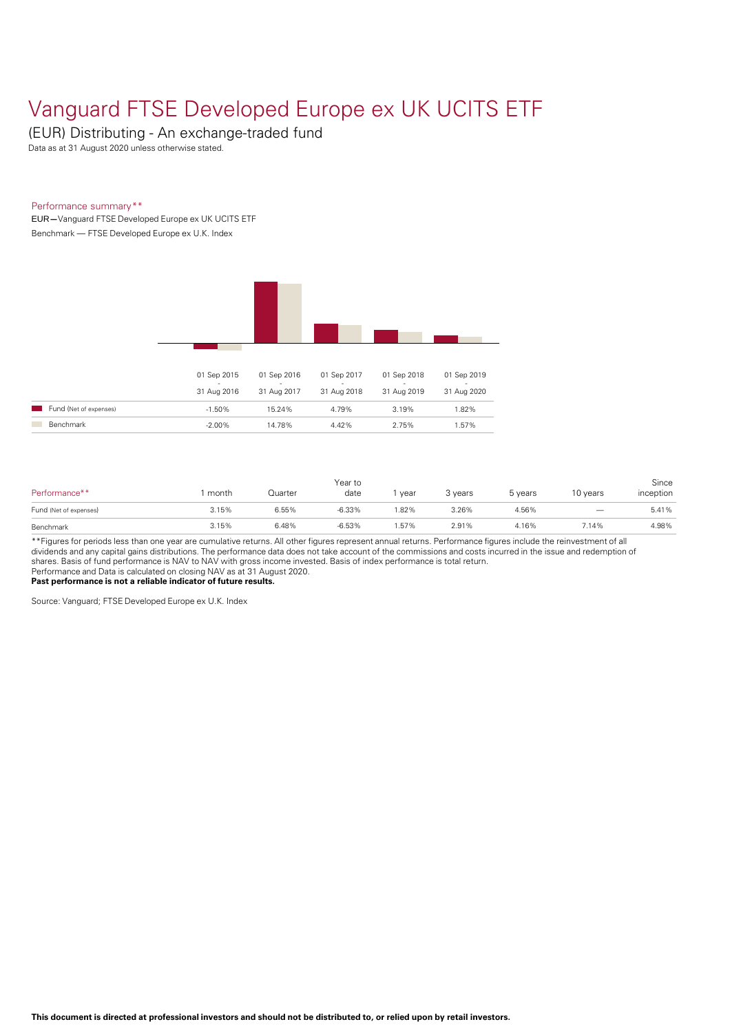# Vanguard FTSE Developed Europe ex UK UCITS ETF

## (EUR) Distributing - An exchange-traded fund

Data as at 31 August 2020 unless otherwise stated.

### Performance summary**

EUR—Vanguard FTSE Developed Europe ex UK UCITS ETF

Benchmark — FTSE Developed Europe ex U.K. Index

| | 01 Sep 2015 - 31 Aug 2016 | 01 Sep 2016 - 31 Aug 2017 | 01 Sep 2017 - 31 Aug 2018 | 01 Sep 2018 - 31 Aug 2019 | 01 Sep 2019 - 31 Aug 2020 |
|---|---|---|---|---|---|
| Fund (Net of expenses) | -1.50% | 15.24% | 4.79% | 3.19% | 1.82% |
| Benchmark | -2.00% | 14.78% | 4.42% | 2.75% | 1.57% |

| Performance** | 1 month | Quarter | Year to date | 1 year | 3 years | 5 years | 10 years | Since inception |
|---|---|---|---|---|---|---|---|---|
| Fund (Net of expenses) | 3.15% | 6.55% | -6.33% | 1.82% | 3.26% | 4.56% | — | 5.41% |
| Benchmark | 3.15% | 6.48% | -6.53% | 1.57% | 2.91% | 4.16% | 7.14% | 4.98% |

**Figures for periods less than one year are cumulative returns. All other figures represent annual returns. Performance figures include the reinvestment of all dividends and any capital gains distributions. The performance data does not take account of the commissions and costs incurred in the issue and redemption of shares. Basis of fund performance is NAV to NAV with gross income invested. Basis of index performance is total return.

Performance and Data is calculated on closing NAV as at 31 August 2020.

**Past performance is not a reliable indicator of future results.**

Source: Vanguard; FTSE Developed Europe ex U.K. Index

**This document is directed at professional investors and should not be distributed to, or relied upon by retail investors.**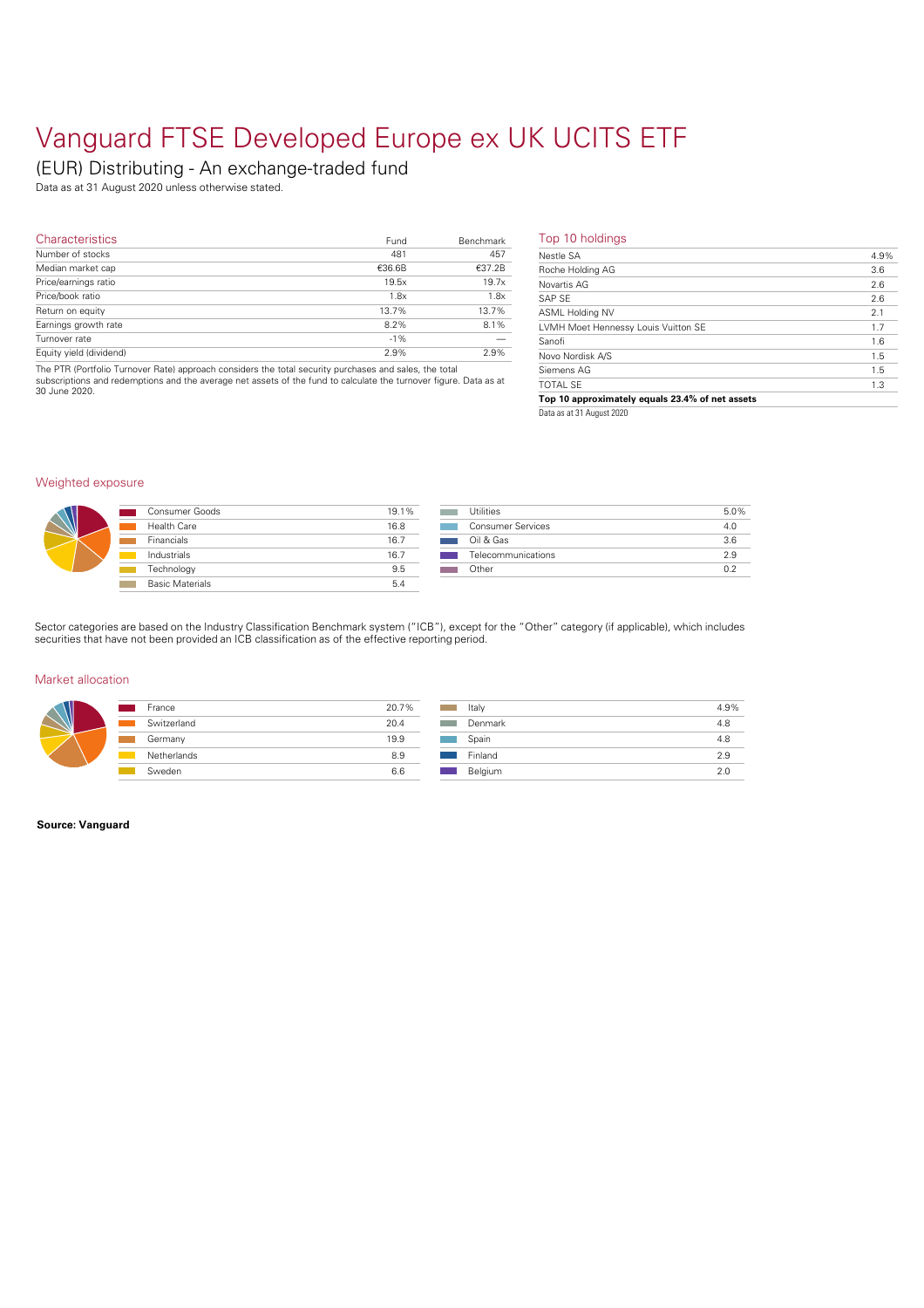# Vanguard FTSE Developed Europe ex UK UCITS ETF

## (EUR) Distributing - An exchange-traded fund

Data as at 31 August 2020 unless otherwise stated.

### Characteristics

| Characteristics | Fund | Benchmark |
|---|---|---|
| Number of stocks | 481 | 457 |
| Median market cap | €36.6B | €37.2B |
| Price/earnings ratio | 19.5x | 19.7x |
| Price/book ratio | 1.8x | 1.8x |
| Return on equity | 13.7% | 13.7% |
| Earnings growth rate | 8.2% | 8.1% |
| Turnover rate | -1% | — |
| Equity yield (dividend) | 2.9% | 2.9% |

The PTR (Portfolio Turnover Rate) approach considers the total security purchases and sales, the total subscriptions and redemptions and the average net assets of the fund to calculate the turnover figure. Data as at 30 June 2020.

### Top 10 holdings

| Holding | % |
|---|---|
| Nestle SA | 4.9% |
| Roche Holding AG | 3.6 |
| Novartis AG | 2.6 |
| SAP SE | 2.6 |
| ASML Holding NV | 2.1 |
| LVMH Moet Hennessy Louis Vuitton SE | 1.7 |
| Sanofi | 1.6 |
| Novo Nordisk A/S | 1.5 |
| Siemens AG | 1.5 |
| TOTAL SE | 1.3 |
| **Top 10 approximately equals 23.4% of net assets** | |

Data as at 31 August 2020

### Weighted exposure

| Sector | % |
|---|---|
| Consumer Goods | 19.1% |
| Health Care | 16.8 |
| Financials | 16.7 |
| Industrials | 16.7 |
| Technology | 9.5 |
| Basic Materials | 5.4 |
| Utilities | 5.0% |
| Consumer Services | 4.0 |
| Oil & Gas | 3.6 |
| Telecommunications | 2.9 |
| Other | 0.2 |

Sector categories are based on the Industry Classification Benchmark system ("ICB"), except for the "Other" category (if applicable), which includes securities that have not been provided an ICB classification as of the effective reporting period.

### Market allocation

| Market | % |
|---|---|
| France | 20.7% |
| Switzerland | 20.4 |
| Germany | 19.9 |
| Netherlands | 8.9 |
| Sweden | 6.6 |
| Italy | 4.9% |
| Denmark | 4.8 |
| Spain | 4.8 |
| Finland | 2.9 |
| Belgium | 2.0 |

**Source: Vanguard**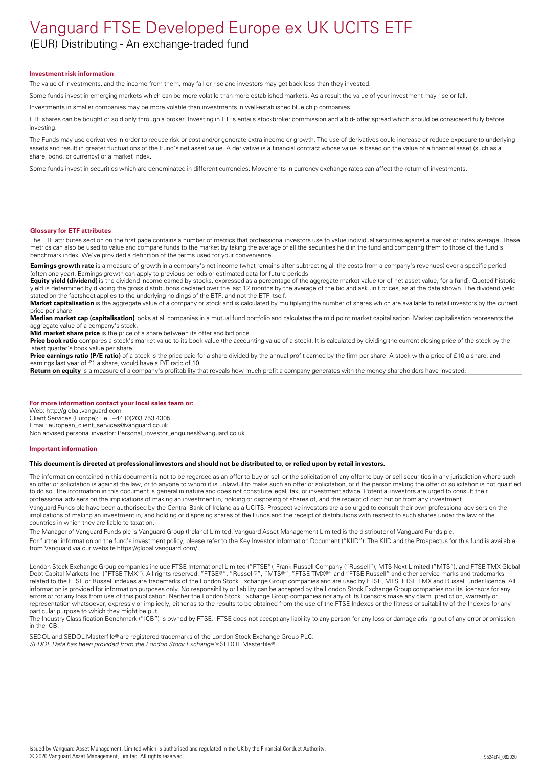# Vanguard FTSE Developed Europe ex UK UCITS ETF

(EUR) Distributing - An exchange-traded fund

### Investment risk information

The value of investments, and the income from them, may fall or rise and investors may get back less than they invested.

Some funds invest in emerging markets which can be more volatile than more established markets. As a result the value of your investment may rise or fall.

Investments in smaller companies may be more volatile than investments in well-established blue chip companies.

ETF shares can be bought or sold only through a broker. Investing in ETFs entails stockbroker commission and a bid- offer spread which should be considered fully before investing.

The Funds may use derivatives in order to reduce risk or cost and/or generate extra income or growth. The use of derivatives could increase or reduce exposure to underlying assets and result in greater fluctuations of the Fund's net asset value. A derivative is a financial contract whose value is based on the value of a financial asset (such as a share, bond, or currency) or a market index.

Some funds invest in securities which are denominated in different currencies. Movements in currency exchange rates can affect the return of investments.

### Glossary for ETF attributes

The ETF attributes section on the first page contains a number of metrics that professional investors use to value individual securities against a market or index average. These metrics can also be used to value and compare funds to the market by taking the average of all the securities held in the fund and comparing them to those of the fund's benchmark index. We've provided a definition of the terms used for your convenience.

**Earnings growth rate** is a measure of growth in a company's net income (what remains after subtracting all the costs from a company's revenues) over a specific period (often one year). Earnings growth can apply to previous periods or estimated data for future periods.

**Equity yield (dividend)** is the dividend income earned by stocks, expressed as a percentage of the aggregate market value (or of net asset value, for a fund). Quoted historic yield is determined by dividing the gross distributions declared over the last 12 months by the average of the bid and ask unit prices, as at the date shown. The dividend yield stated on the factsheet applies to the underlying holdings of the ETF, and not the ETF itself.

**Market capitalisation** is the aggregate value of a company or stock and is calculated by multiplying the number of shares which are available to retail investors by the current price per share.

**Median market cap (capitalisation)** looks at all companies in a mutual fund portfolio and calculates the mid point market capitalisation. Market capitalisation represents the aggregate value of a company's stock.

**Mid market share price** is the price of a share between its offer and bid price.

**Price book ratio** compares a stock's market value to its book value (the accounting value of a stock). It is calculated by dividing the current closing price of the stock by the latest quarter's book value per share.

**Price earnings ratio (P/E ratio)** of a stock is the price paid for a share divided by the annual profit earned by the firm per share. A stock with a price of £10 a share, and earnings last year of £1 a share, would have a P/E ratio of 10.

**Return on equity** is a measure of a company's profitability that reveals how much profit a company generates with the money shareholders have invested.

### For more information contact your local sales team or:

Web: http://global.vanguard.com
Client Services (Europe): Tel. +44 (0)203 753 4305
Email: european_client_services@vanguard.co.uk
Non advised personal investor: Personal_investor_enquiries@vanguard.co.uk

### Important information

**This document is directed at professional investors and should not be distributed to, or relied upon by retail investors.**

The information contained in this document is not to be regarded as an offer to buy or sell or the solicitation of any offer to buy or sell securities in any jurisdiction where such an offer or solicitation is against the law, or to anyone to whom it is unlawful to make such an offer or solicitation, or if the person making the offer or solicitation is not qualified to do so. The information in this document is general in nature and does not constitute legal, tax, or investment advice. Potential investors are urged to consult their professional advisers on the implications of making an investment in, holding or disposing of shares of, and the receipt of distribution from any investment.

Vanguard Funds plc have been authorised by the Central Bank of Ireland as a UCITS. Prospective investors are also urged to consult their own professional advisors on the implications of making an investment in, and holding or disposing shares of the Funds and the receipt of distributions with respect to such shares under the law of the countries in which they are liable to taxation.

The Manager of Vanguard Funds plc is Vanguard Group (Ireland) Limited. Vanguard Asset Management Limited is the distributor of Vanguard Funds plc.

For further information on the fund's investment policy, please refer to the Key Investor Information Document ("KIID"). The KIID and the Prospectus for this fund is available from Vanguard via our website https://global.vanguard.com/.

London Stock Exchange Group companies include FTSE International Limited ("FTSE"), Frank Russell Company ("Russell"), MTS Next Limited ("MTS"), and FTSE TMX Global Debt Capital Markets Inc. ("FTSE TMX"). All rights reserved. "FTSE®", "Russell®", "MTS®", "FTSE TMX®" and "FTSE Russell" and other service marks and trademarks related to the FTSE or Russell indexes are trademarks of the London Stock Exchange Group companies and are used by FTSE, MTS, FTSE TMX and Russell under licence. All information is provided for information purposes only. No responsibility or liability can be accepted by the London Stock Exchange Group companies nor its licensors for any errors or for any loss from use of this publication. Neither the London Stock Exchange Group companies nor any of its licensors make any claim, prediction, warranty or representation whatsoever, expressly or impliedly, either as to the results to be obtained from the use of the FTSE Indexes or the fitness or suitability of the Indexes for any particular purpose to which they might be put.

The Industry Classification Benchmark ("ICB") is owned by FTSE. FTSE does not accept any liability to any person for any loss or damage arising out of any error or omission in the ICB.

SEDOL and SEDOL Masterfile® are registered trademarks of the London Stock Exchange Group PLC.
*SEDOL Data has been provided from the London Stock Exchange's* SEDOL Masterfile®.

Issued by Vanguard Asset Management, Limited which is authorised and regulated in the UK by the Financial Conduct Authority.
© 2020 Vanguard Asset Management, Limited. All rights reserved.

9524EN_082020